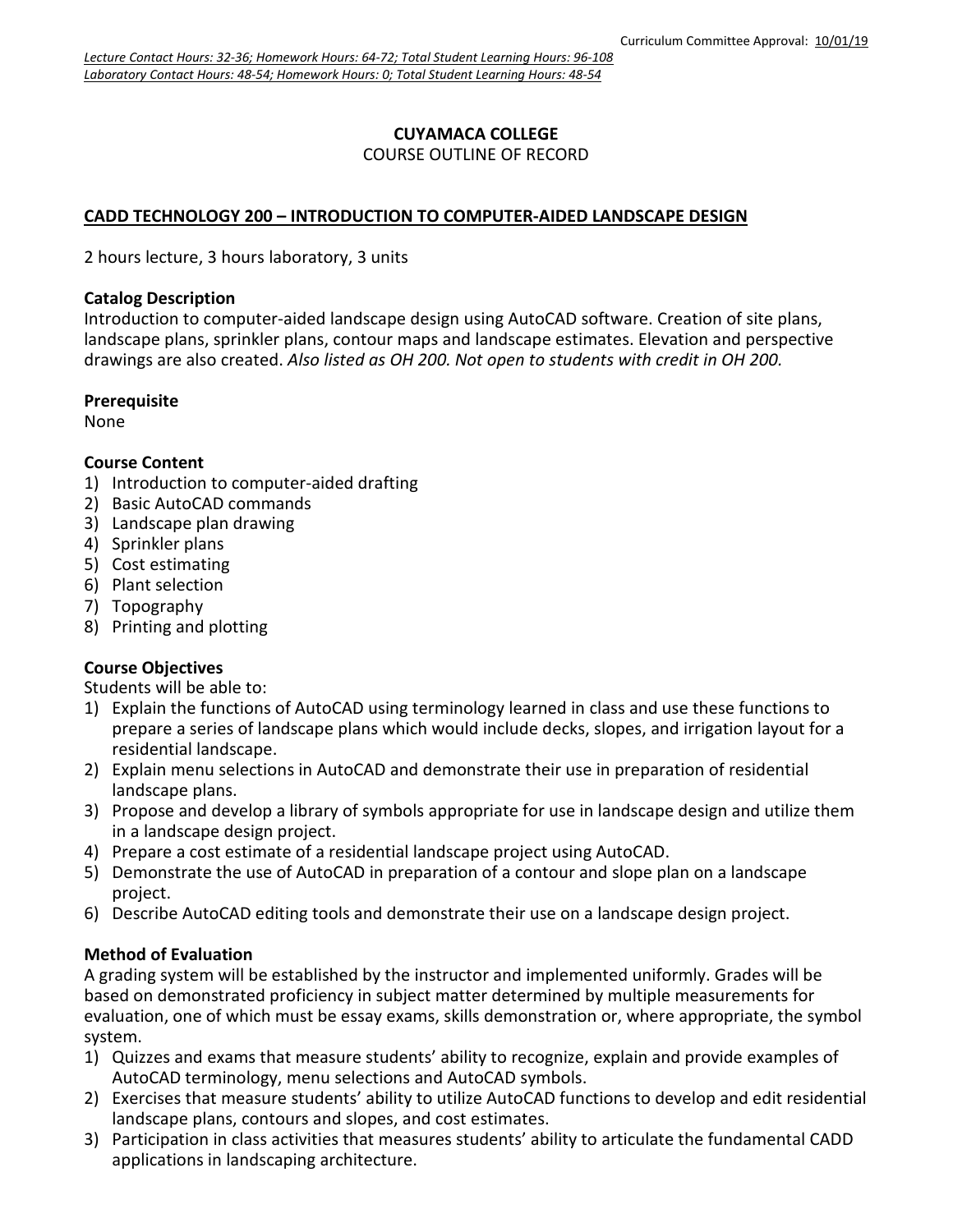Curriculum Committee Approval: 10/01/19

*Lecture Contact Hours: 32-36; Homework Hours: 64-72; Total Student Learning Hours: 96-108*
*Laboratory Contact Hours: 48-54; Homework Hours: 0; Total Student Learning Hours: 48-54*

# CUYAMACA COLLEGE
COURSE OUTLINE OF RECORD

## CADD TECHNOLOGY 200 – INTRODUCTION TO COMPUTER-AIDED LANDSCAPE DESIGN

2 hours lecture, 3 hours laboratory, 3 units

### Catalog Description
Introduction to computer-aided landscape design using AutoCAD software. Creation of site plans, landscape plans, sprinkler plans, contour maps and landscape estimates. Elevation and perspective drawings are also created. *Also listed as OH 200. Not open to students with credit in OH 200.*

### Prerequisite
None

### Course Content
1) Introduction to computer-aided drafting
2) Basic AutoCAD commands
3) Landscape plan drawing
4) Sprinkler plans
5) Cost estimating
6) Plant selection
7) Topography
8) Printing and plotting

### Course Objectives
Students will be able to:
1) Explain the functions of AutoCAD using terminology learned in class and use these functions to prepare a series of landscape plans which would include decks, slopes, and irrigation layout for a residential landscape.
2) Explain menu selections in AutoCAD and demonstrate their use in preparation of residential landscape plans.
3) Propose and develop a library of symbols appropriate for use in landscape design and utilize them in a landscape design project.
4) Prepare a cost estimate of a residential landscape project using AutoCAD.
5) Demonstrate the use of AutoCAD in preparation of a contour and slope plan on a landscape project.
6) Describe AutoCAD editing tools and demonstrate their use on a landscape design project.

### Method of Evaluation
A grading system will be established by the instructor and implemented uniformly. Grades will be based on demonstrated proficiency in subject matter determined by multiple measurements for evaluation, one of which must be essay exams, skills demonstration or, where appropriate, the symbol system.
1) Quizzes and exams that measure students' ability to recognize, explain and provide examples of AutoCAD terminology, menu selections and AutoCAD symbols.
2) Exercises that measure students' ability to utilize AutoCAD functions to develop and edit residential landscape plans, contours and slopes, and cost estimates.
3) Participation in class activities that measures students' ability to articulate the fundamental CADD applications in landscaping architecture.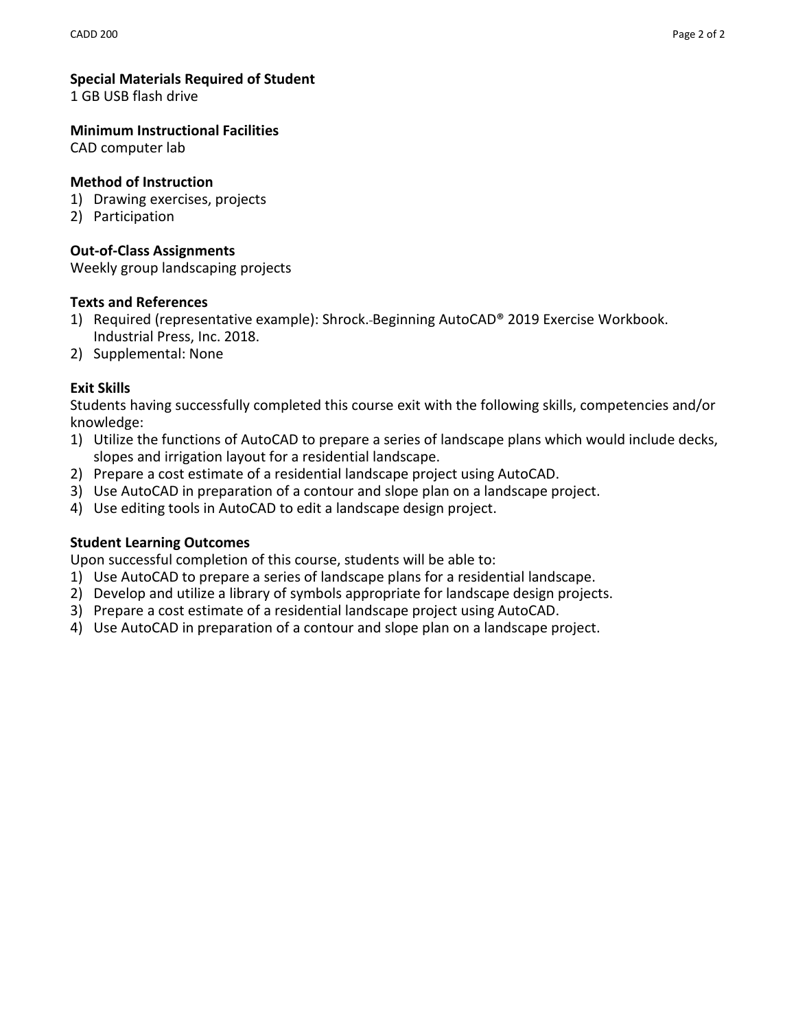**Special Materials Required of Student**
1 GB USB flash drive

**Minimum Instructional Facilities**
CAD computer lab

**Method of Instruction**
1) Drawing exercises, projects
2) Participation

**Out-of-Class Assignments**
Weekly group landscaping projects

**Texts and References**
1) Required (representative example): Shrock. Beginning AutoCAD® 2019 Exercise Workbook. Industrial Press, Inc. 2018.
2) Supplemental: None

**Exit Skills**
Students having successfully completed this course exit with the following skills, competencies and/or knowledge:
1) Utilize the functions of AutoCAD to prepare a series of landscape plans which would include decks, slopes and irrigation layout for a residential landscape.
2) Prepare a cost estimate of a residential landscape project using AutoCAD.
3) Use AutoCAD in preparation of a contour and slope plan on a landscape project.
4) Use editing tools in AutoCAD to edit a landscape design project.

**Student Learning Outcomes**
Upon successful completion of this course, students will be able to:
1) Use AutoCAD to prepare a series of landscape plans for a residential landscape.
2) Develop and utilize a library of symbols appropriate for landscape design projects.
3) Prepare a cost estimate of a residential landscape project using AutoCAD.
4) Use AutoCAD in preparation of a contour and slope plan on a landscape project.